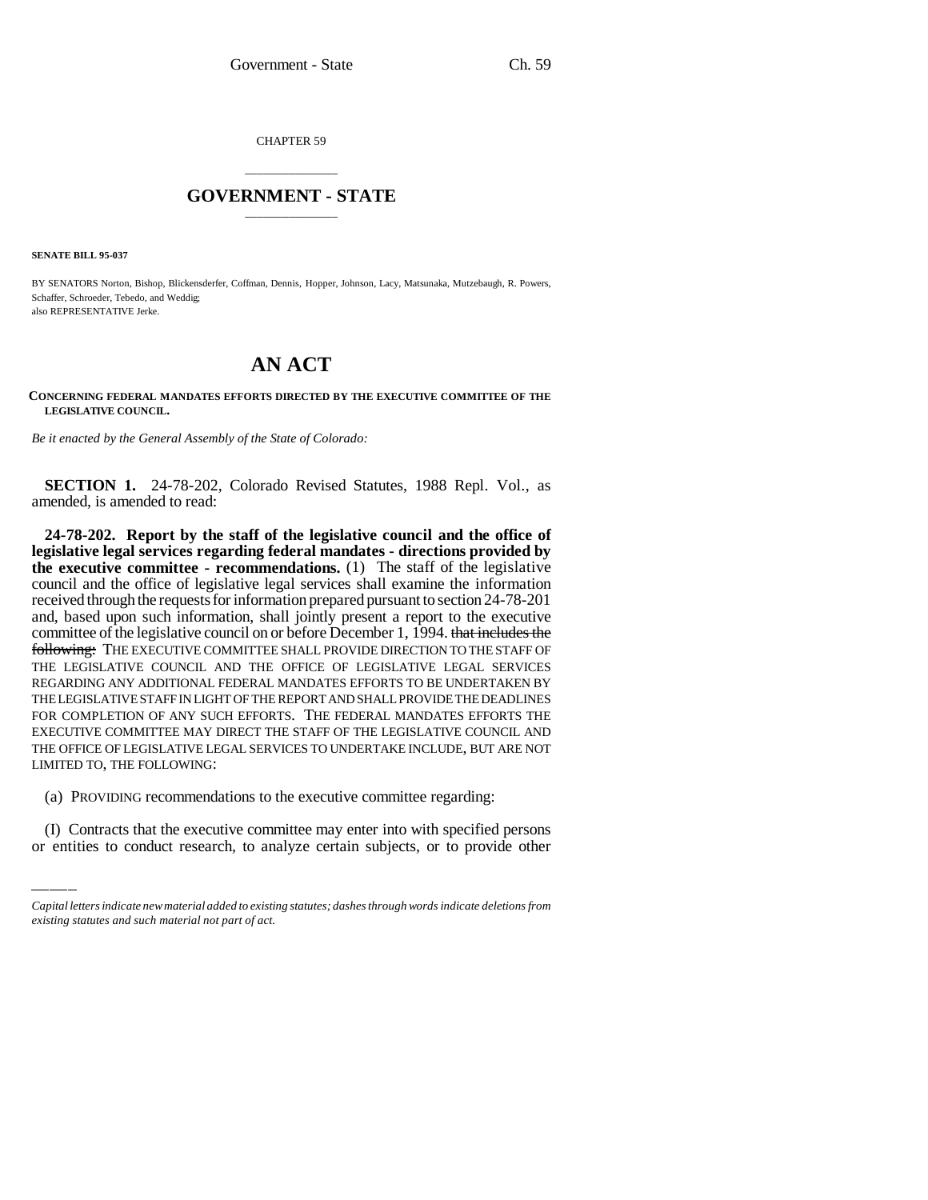CHAPTER 59

# GOVERNMENT - STATE

**SENATE BILL 95-037**

BY SENATORS Norton, Bishop, Blickensderfer, Coffman, Dennis, Hopper, Johnson, Lacy, Matsunaka, Mutzebaugh, R. Powers, Schaffer, Schroeder, Tebedo, and Weddig;
also REPRESENTATIVE Jerke.

# AN ACT

**CONCERNING FEDERAL MANDATES EFFORTS DIRECTED BY THE EXECUTIVE COMMITTEE OF THE LEGISLATIVE COUNCIL.**

*Be it enacted by the General Assembly of the State of Colorado:*

**SECTION 1.** 24-78-202, Colorado Revised Statutes, 1988 Repl. Vol., as amended, is amended to read:

**24-78-202. Report by the staff of the legislative council and the office of legislative legal services regarding federal mandates - directions provided by the executive committee - recommendations.** (1) The staff of the legislative council and the office of legislative legal services shall examine the information received through the requests for information prepared pursuant to section 24-78-201 and, based upon such information, shall jointly present a report to the executive committee of the legislative council on or before December 1, 1994. ~~that includes the following:~~ THE EXECUTIVE COMMITTEE SHALL PROVIDE DIRECTION TO THE STAFF OF THE LEGISLATIVE COUNCIL AND THE OFFICE OF LEGISLATIVE LEGAL SERVICES REGARDING ANY ADDITIONAL FEDERAL MANDATES EFFORTS TO BE UNDERTAKEN BY THE LEGISLATIVE STAFF IN LIGHT OF THE REPORT AND SHALL PROVIDE THE DEADLINES FOR COMPLETION OF ANY SUCH EFFORTS. THE FEDERAL MANDATES EFFORTS THE EXECUTIVE COMMITTEE MAY DIRECT THE STAFF OF THE LEGISLATIVE COUNCIL AND THE OFFICE OF LEGISLATIVE LEGAL SERVICES TO UNDERTAKE INCLUDE, BUT ARE NOT LIMITED TO, THE FOLLOWING:

(a) PROVIDING recommendations to the executive committee regarding:

(I) Contracts that the executive committee may enter into with specified persons or entities to conduct research, to analyze certain subjects, or to provide other

*Capital letters indicate new material added to existing statutes; dashes through words indicate deletions from existing statutes and such material not part of act.*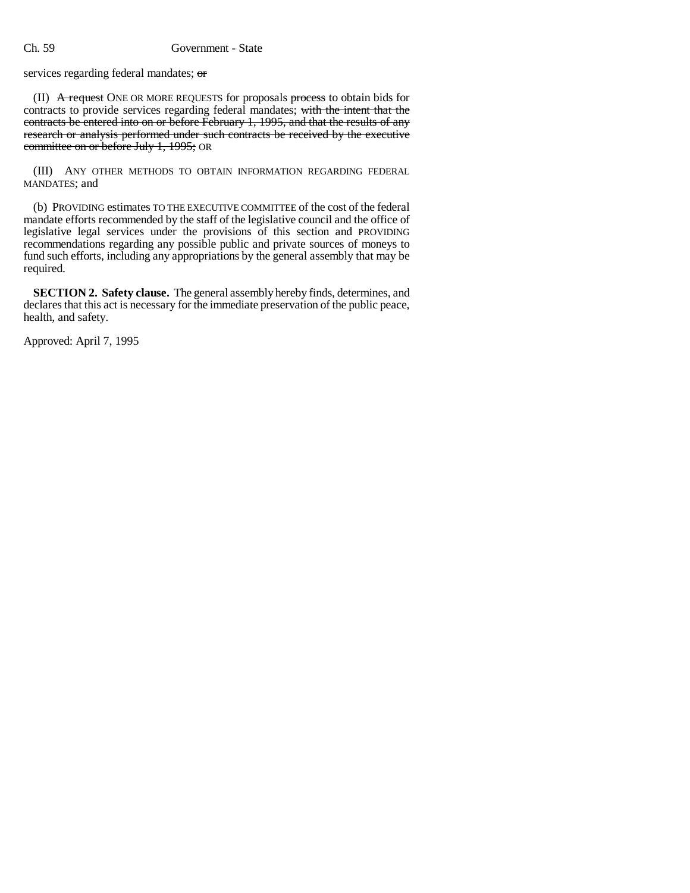services regarding federal mandates; ~~or~~

(II) ~~A request~~ ONE OR MORE REQUESTS for proposals ~~process~~ to obtain bids for contracts to provide services regarding federal mandates; ~~with the intent that the contracts be entered into on or before February 1, 1995, and that the results of any research or analysis performed under such contracts be received by the executive committee on or before July 1, 1995;~~ OR

(III) ANY OTHER METHODS TO OBTAIN INFORMATION REGARDING FEDERAL MANDATES; and

(b) PROVIDING estimates TO THE EXECUTIVE COMMITTEE of the cost of the federal mandate efforts recommended by the staff of the legislative council and the office of legislative legal services under the provisions of this section and PROVIDING recommendations regarding any possible public and private sources of moneys to fund such efforts, including any appropriations by the general assembly that may be required.

**SECTION 2. Safety clause.** The general assembly hereby finds, determines, and declares that this act is necessary for the immediate preservation of the public peace, health, and safety.

Approved: April 7, 1995